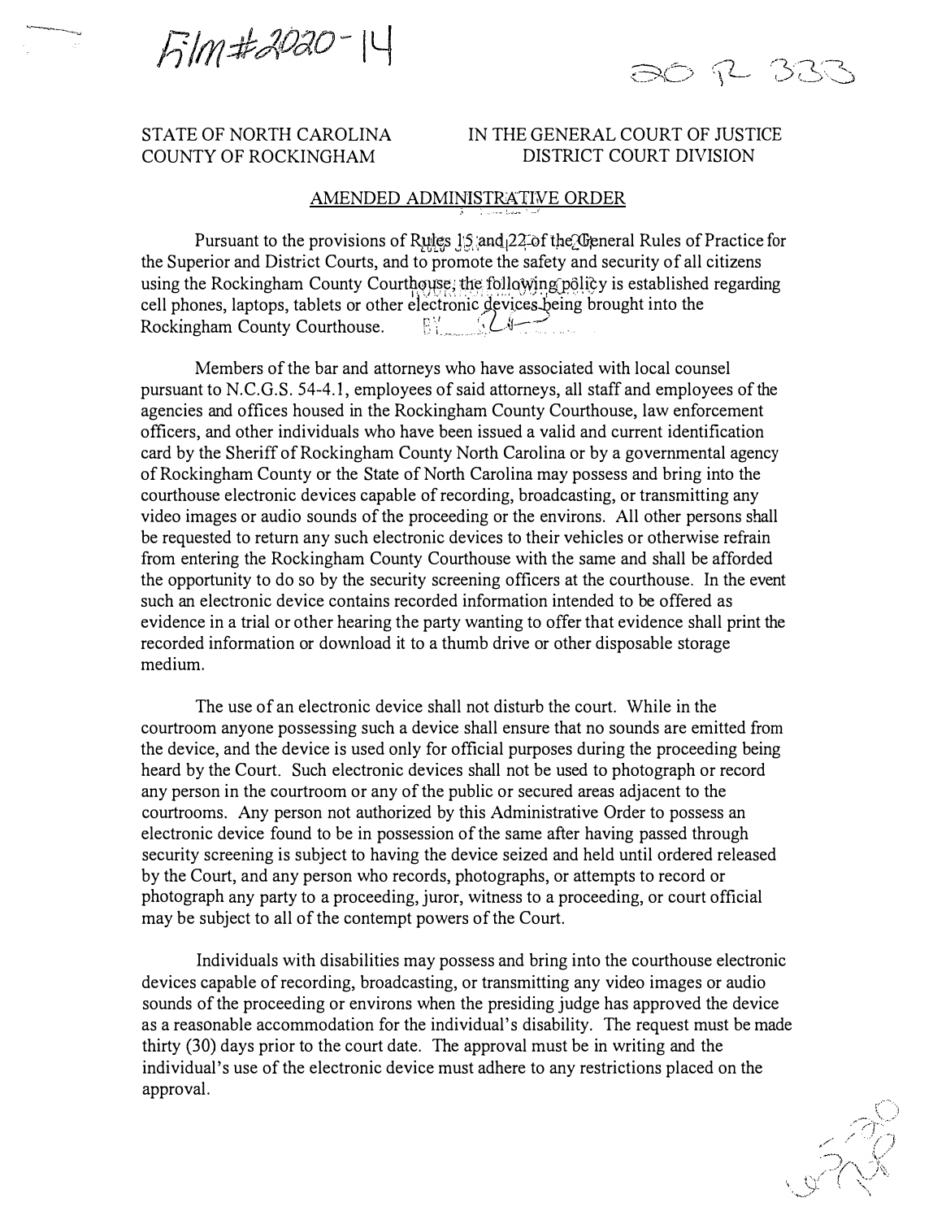Film#2020-14

20 R 333

STATE OF NORTH CAROLINA
COUNTY OF ROCKINGHAM

IN THE GENERAL COURT OF JUSTICE
DISTRICT COURT DIVISION

## AMENDED ADMINISTRATIVE ORDER

Pursuant to the provisions of Rules 15 and 22 of the General Rules of Practice for the Superior and District Courts, and to promote the safety and security of all citizens using the Rockingham County Courthouse, the following policy is established regarding cell phones, laptops, tablets or other electronic devices being brought into the Rockingham County Courthouse.

Members of the bar and attorneys who have associated with local counsel pursuant to N.C.G.S. 54-4.1, employees of said attorneys, all staff and employees of the agencies and offices housed in the Rockingham County Courthouse, law enforcement officers, and other individuals who have been issued a valid and current identification card by the Sheriff of Rockingham County North Carolina or by a governmental agency of Rockingham County or the State of North Carolina may possess and bring into the courthouse electronic devices capable of recording, broadcasting, or transmitting any video images or audio sounds of the proceeding or the environs. All other persons shall be requested to return any such electronic devices to their vehicles or otherwise refrain from entering the Rockingham County Courthouse with the same and shall be afforded the opportunity to do so by the security screening officers at the courthouse. In the event such an electronic device contains recorded information intended to be offered as evidence in a trial or other hearing the party wanting to offer that evidence shall print the recorded information or download it to a thumb drive or other disposable storage medium.

The use of an electronic device shall not disturb the court. While in the courtroom anyone possessing such a device shall ensure that no sounds are emitted from the device, and the device is used only for official purposes during the proceeding being heard by the Court. Such electronic devices shall not be used to photograph or record any person in the courtroom or any of the public or secured areas adjacent to the courtrooms. Any person not authorized by this Administrative Order to possess an electronic device found to be in possession of the same after having passed through security screening is subject to having the device seized and held until ordered released by the Court, and any person who records, photographs, or attempts to record or photograph any party to a proceeding, juror, witness to a proceeding, or court official may be subject to all of the contempt powers of the Court.

Individuals with disabilities may possess and bring into the courthouse electronic devices capable of recording, broadcasting, or transmitting any video images or audio sounds of the proceeding or environs when the presiding judge has approved the device as a reasonable accommodation for the individual's disability. The request must be made thirty (30) days prior to the court date. The approval must be in writing and the individual's use of the electronic device must adhere to any restrictions placed on the approval.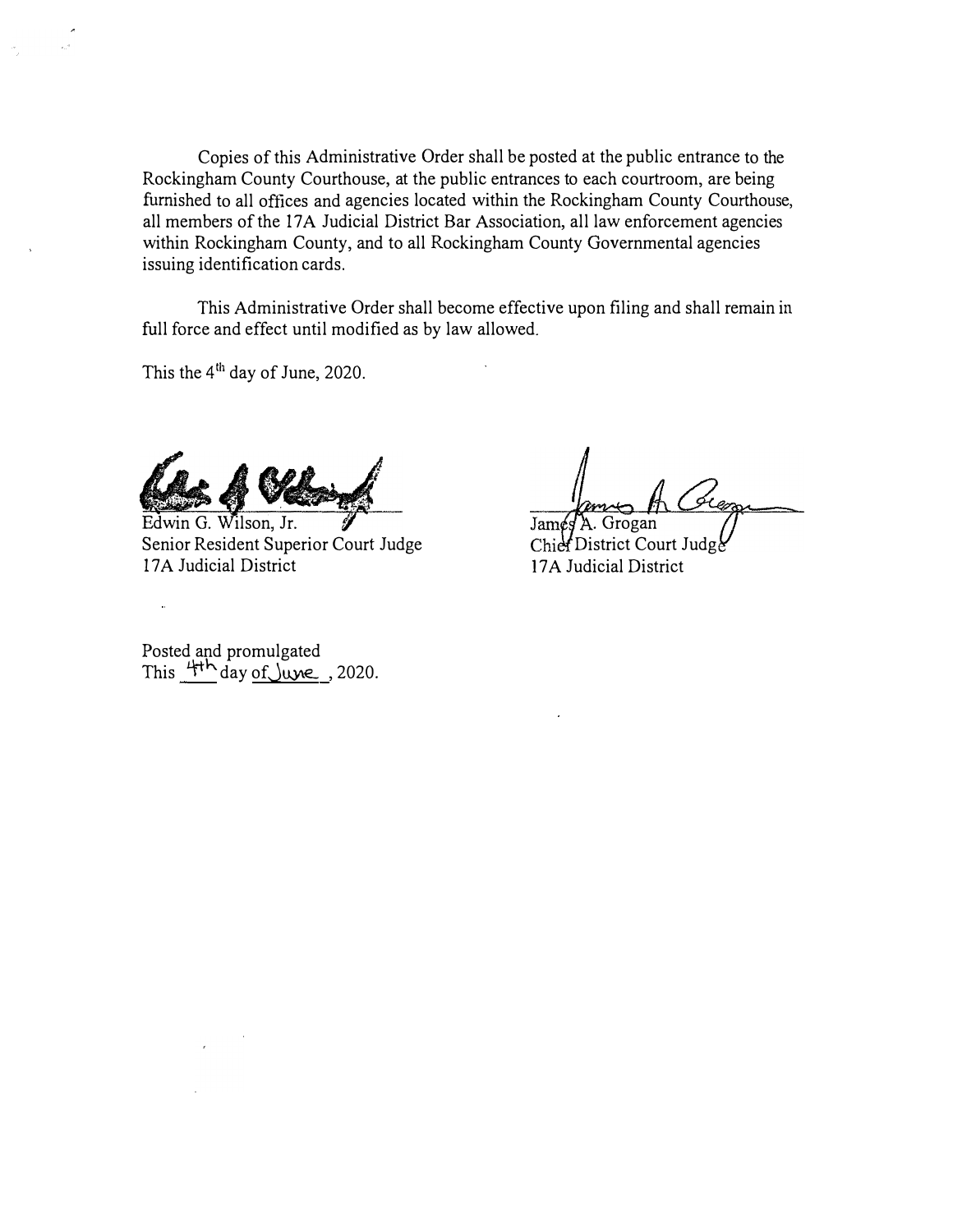Copies of this Administrative Order shall be posted at the public entrance to the Rockingham County Courthouse, at the public entrances to each courtroom, are being furnished to all offices and agencies located within the Rockingham County Courthouse, all members of the 17A Judicial District Bar Association, all law enforcement agencies within Rockingham County, and to all Rockingham County Governmental agencies issuing identification cards.

This Administrative Order shall become effective upon filing and shall remain in full force and effect until modified as by law allowed.

This the 4th day of June, 2020.

Edwin G. Wilson, Jr.
Senior Resident Superior Court Judge
17A Judicial District

James A. Grogan
Chief District Court Judge
17A Judicial District

Posted and promulgated
This 4th day of June, 2020.